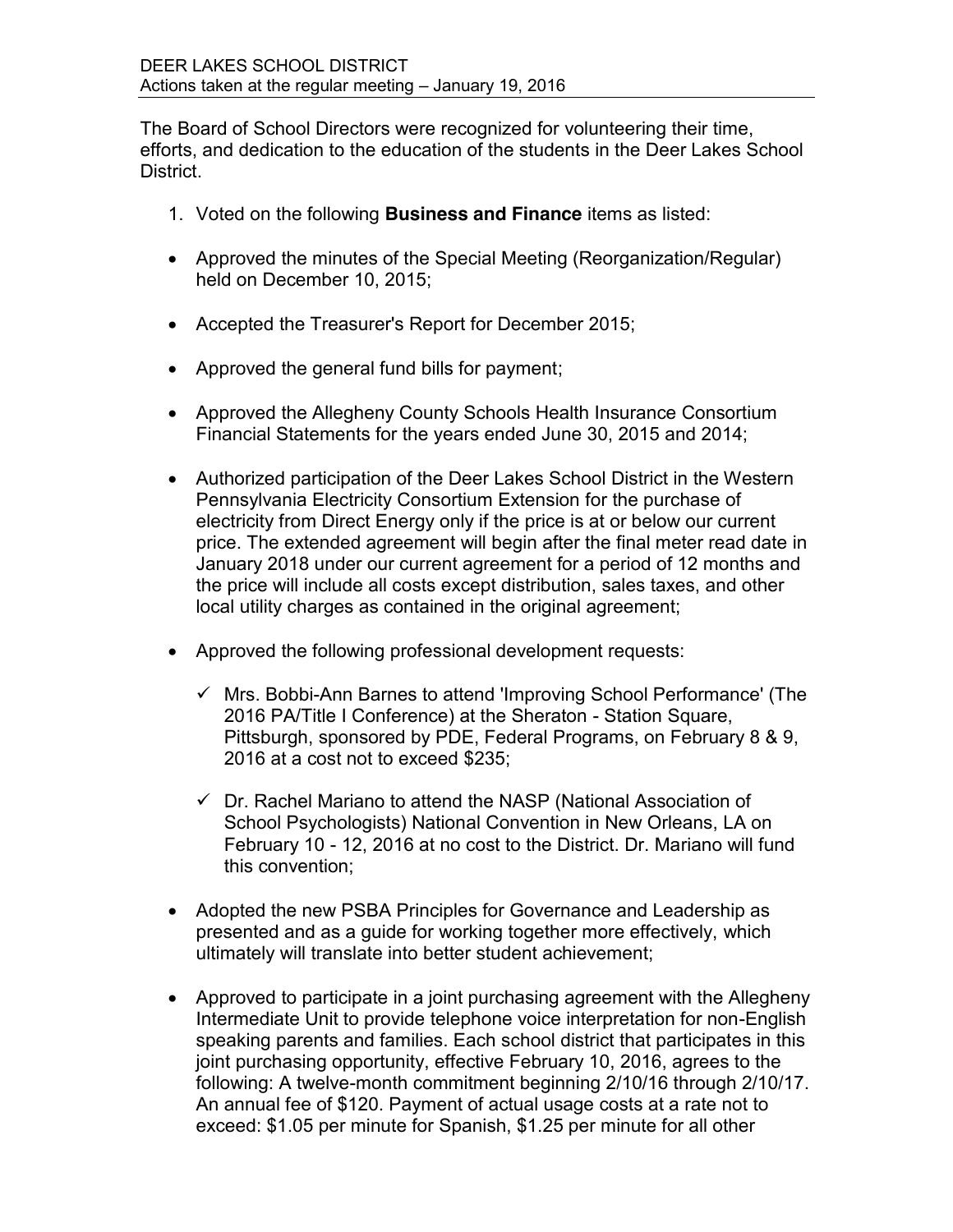DEER LAKES SCHOOL DISTRICT
Actions taken at the regular meeting – January 19, 2016

The Board of School Directors were recognized for volunteering their time, efforts, and dedication to the education of the students in the Deer Lakes School District.

1. Voted on the following **Business and Finance** items as listed:

- Approved the minutes of the Special Meeting (Reorganization/Regular) held on December 10, 2015;

- Accepted the Treasurer's Report for December 2015;

- Approved the general fund bills for payment;

- Approved the Allegheny County Schools Health Insurance Consortium Financial Statements for the years ended June 30, 2015 and 2014;

- Authorized participation of the Deer Lakes School District in the Western Pennsylvania Electricity Consortium Extension for the purchase of electricity from Direct Energy only if the price is at or below our current price. The extended agreement will begin after the final meter read date in January 2018 under our current agreement for a period of 12 months and the price will include all costs except distribution, sales taxes, and other local utility charges as contained in the original agreement;

- Approved the following professional development requests:

  - ✓ Mrs. Bobbi-Ann Barnes to attend 'Improving School Performance' (The 2016 PA/Title I Conference) at the Sheraton - Station Square, Pittsburgh, sponsored by PDE, Federal Programs, on February 8 & 9, 2016 at a cost not to exceed $235;

  - ✓ Dr. Rachel Mariano to attend the NASP (National Association of School Psychologists) National Convention in New Orleans, LA on February 10 - 12, 2016 at no cost to the District. Dr. Mariano will fund this convention;

- Adopted the new PSBA Principles for Governance and Leadership as presented and as a guide for working together more effectively, which ultimately will translate into better student achievement;

- Approved to participate in a joint purchasing agreement with the Allegheny Intermediate Unit to provide telephone voice interpretation for non-English speaking parents and families. Each school district that participates in this joint purchasing opportunity, effective February 10, 2016, agrees to the following: A twelve-month commitment beginning 2/10/16 through 2/10/17. An annual fee of $120. Payment of actual usage costs at a rate not to exceed: $1.05 per minute for Spanish, $1.25 per minute for all other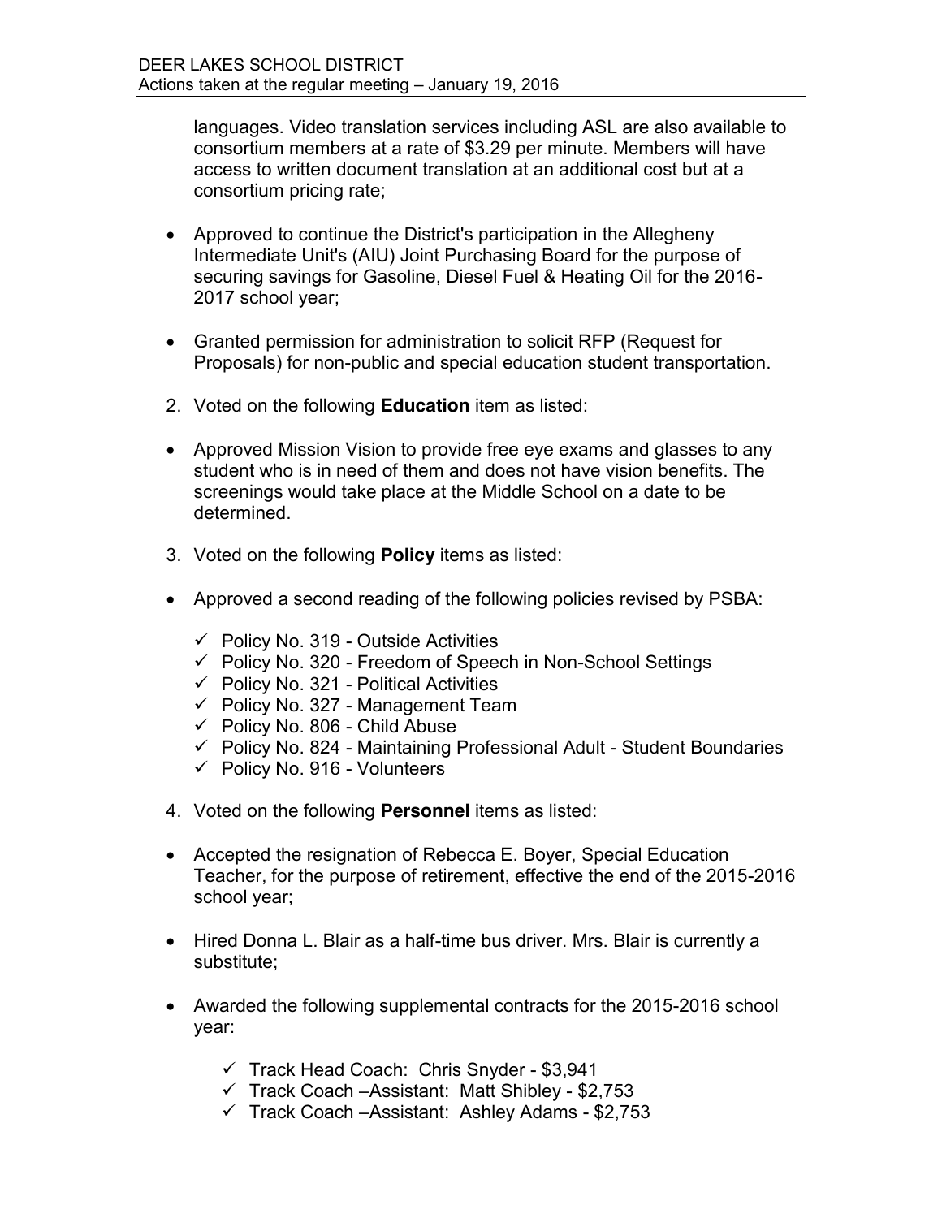languages. Video translation services including ASL are also available to consortium members at a rate of $3.29 per minute. Members will have access to written document translation at an additional cost but at a consortium pricing rate;

- Approved to continue the District's participation in the Allegheny Intermediate Unit's (AIU) Joint Purchasing Board for the purpose of securing savings for Gasoline, Diesel Fuel & Heating Oil for the 2016-2017 school year;
- Granted permission for administration to solicit RFP (Request for Proposals) for non-public and special education student transportation.

2. Voted on the following **Education** item as listed:

- Approved Mission Vision to provide free eye exams and glasses to any student who is in need of them and does not have vision benefits. The screenings would take place at the Middle School on a date to be determined.

3. Voted on the following **Policy** items as listed:

- Approved a second reading of the following policies revised by PSBA:
  - ✓ Policy No. 319 - Outside Activities
  - ✓ Policy No. 320 - Freedom of Speech in Non-School Settings
  - ✓ Policy No. 321 - Political Activities
  - ✓ Policy No. 327 - Management Team
  - ✓ Policy No. 806 - Child Abuse
  - ✓ Policy No. 824 - Maintaining Professional Adult - Student Boundaries
  - ✓ Policy No. 916 - Volunteers

4. Voted on the following **Personnel** items as listed:

- Accepted the resignation of Rebecca E. Boyer, Special Education Teacher, for the purpose of retirement, effective the end of the 2015-2016 school year;
- Hired Donna L. Blair as a half-time bus driver. Mrs. Blair is currently a substitute;
- Awarded the following supplemental contracts for the 2015-2016 school year:
  - ✓ Track Head Coach: Chris Snyder - $3,941
  - ✓ Track Coach –Assistant: Matt Shibley - $2,753
  - ✓ Track Coach –Assistant: Ashley Adams - $2,753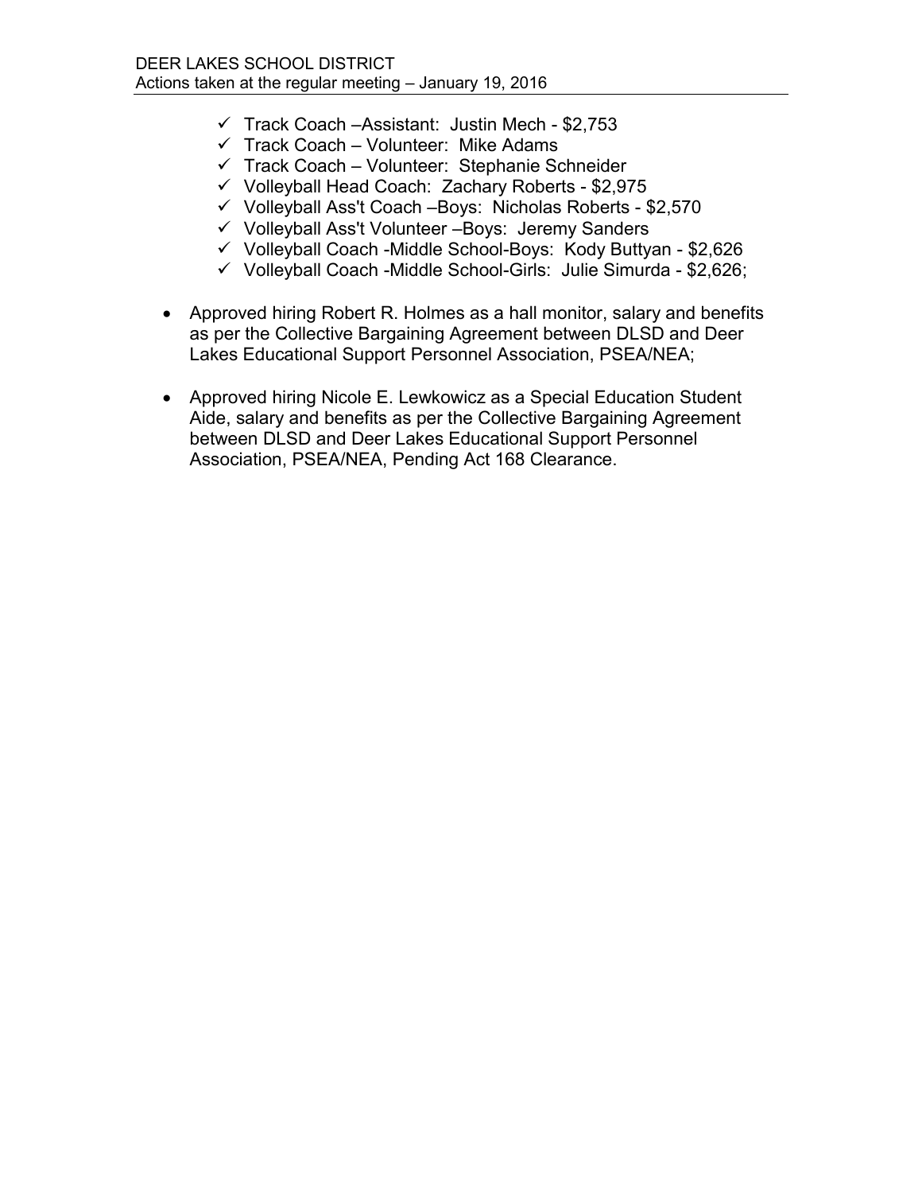- ✓ Track Coach –Assistant: Justin Mech - $2,753
- ✓ Track Coach – Volunteer: Mike Adams
- ✓ Track Coach – Volunteer: Stephanie Schneider
- ✓ Volleyball Head Coach: Zachary Roberts - $2,975
- ✓ Volleyball Ass't Coach –Boys: Nicholas Roberts - $2,570
- ✓ Volleyball Ass't Volunteer –Boys: Jeremy Sanders
- ✓ Volleyball Coach -Middle School-Boys: Kody Buttyan - $2,626
- ✓ Volleyball Coach -Middle School-Girls: Julie Simurda - $2,626;

- Approved hiring Robert R. Holmes as a hall monitor, salary and benefits as per the Collective Bargaining Agreement between DLSD and Deer Lakes Educational Support Personnel Association, PSEA/NEA;

- Approved hiring Nicole E. Lewkowicz as a Special Education Student Aide, salary and benefits as per the Collective Bargaining Agreement between DLSD and Deer Lakes Educational Support Personnel Association, PSEA/NEA, Pending Act 168 Clearance.